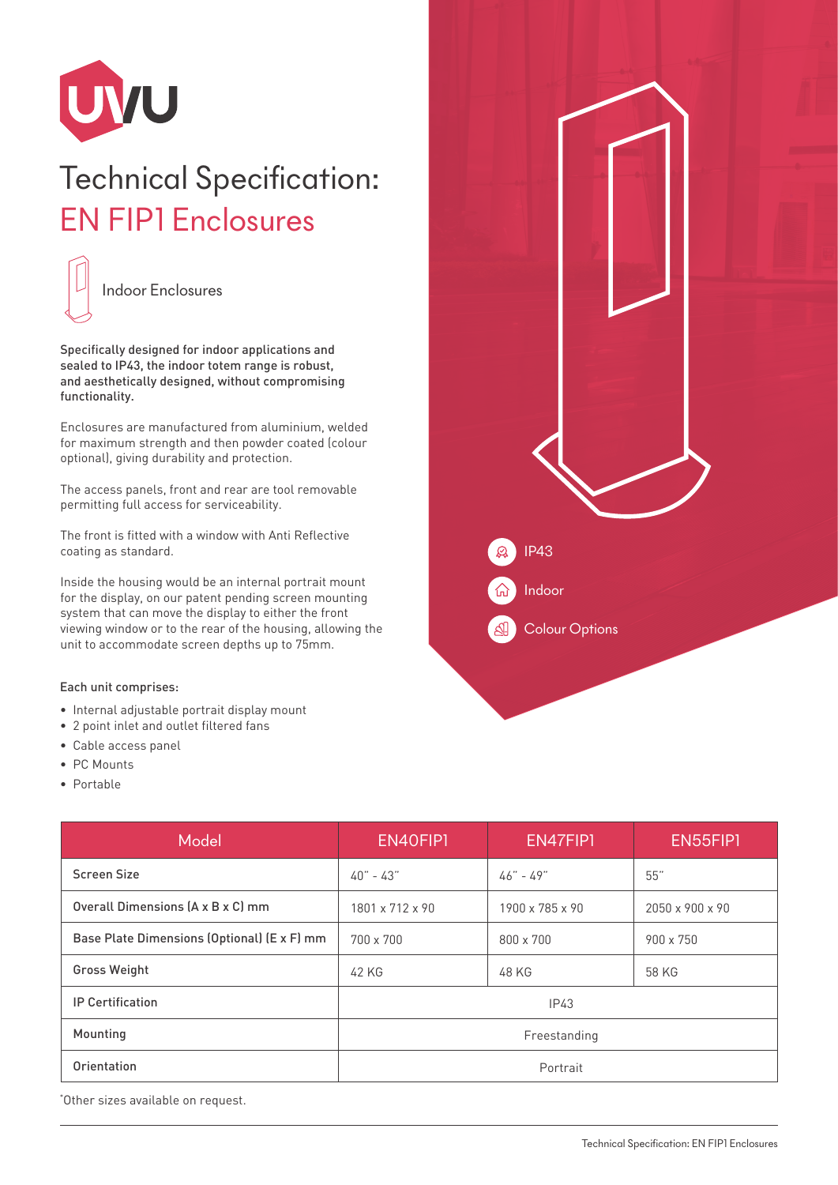# Technical Specification: EN FIP1 Enclosures

Indoor Enclosures

**Specifically designed for indoor applications and sealed to IP43, the indoor totem range is robust, and aesthetically designed, without compromising functionality.**

Enclosures are manufactured from aluminium, welded for maximum strength and then powder coated (colour optional), giving durability and protection.

The access panels, front and rear are tool removable permitting full access for serviceability.

The front is fitted with a window with Anti Reflective coating as standard.

Inside the housing would be an internal portrait mount for the display, on our patent pending screen mounting system that can move the display to either the front viewing window or to the rear of the housing, allowing the unit to accommodate screen depths up to 75mm.

**Each unit comprises:**

- Internal adjustable portrait display mount
- 2 point inlet and outlet filtered fans
- Cable access panel
- PC Mounts
- Portable

IP43

Indoor

Colour Options

| Model | EN40FIP1 | EN47FIP1 | EN55FIP1 |
|---|---|---|---|
| Screen Size | 40" - 43" | 46" - 49" | 55" |
| Overall Dimensions (A x B x C) mm | 1801 x 712 x 90 | 1900 x 785 x 90 | 2050 x 900 x 90 |
| Base Plate Dimensions (Optional) (E x F) mm | 700 x 700 | 800 x 700 | 900 x 750 |
| Gross Weight | 42 KG | 48 KG | 58 KG |
| IP Certification | IP43 | | |
| Mounting | Freestanding | | |
| Orientation | Portrait | | |

*Other sizes available on request.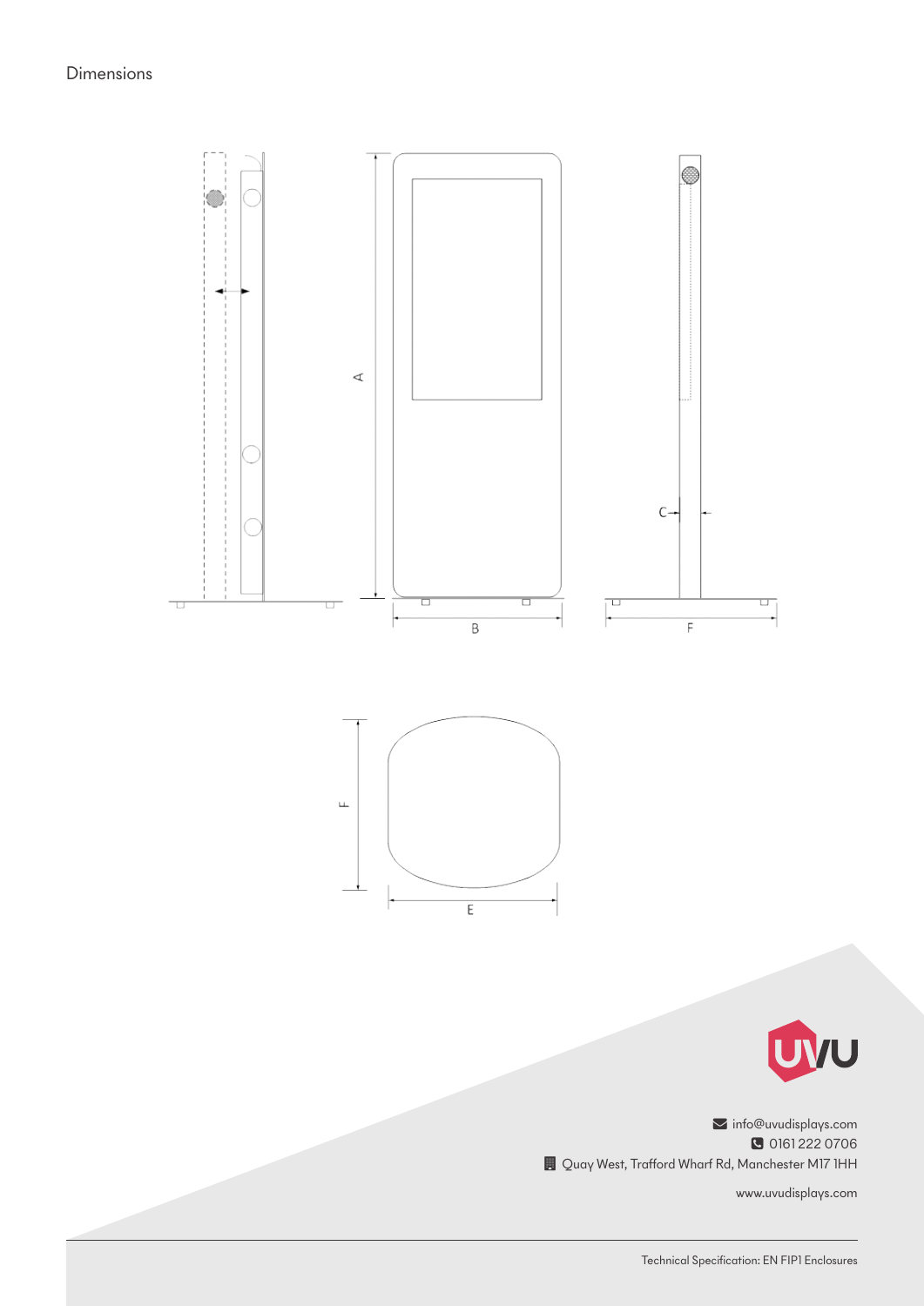Dimensions

A

B

C

F

F

E

info@uvudisplays.com
0161 222 0706
Quay West, Trafford Wharf Rd, Manchester M17 1HH

www.uvudisplays.com

Technical Specification: EN FIP1 Enclosures